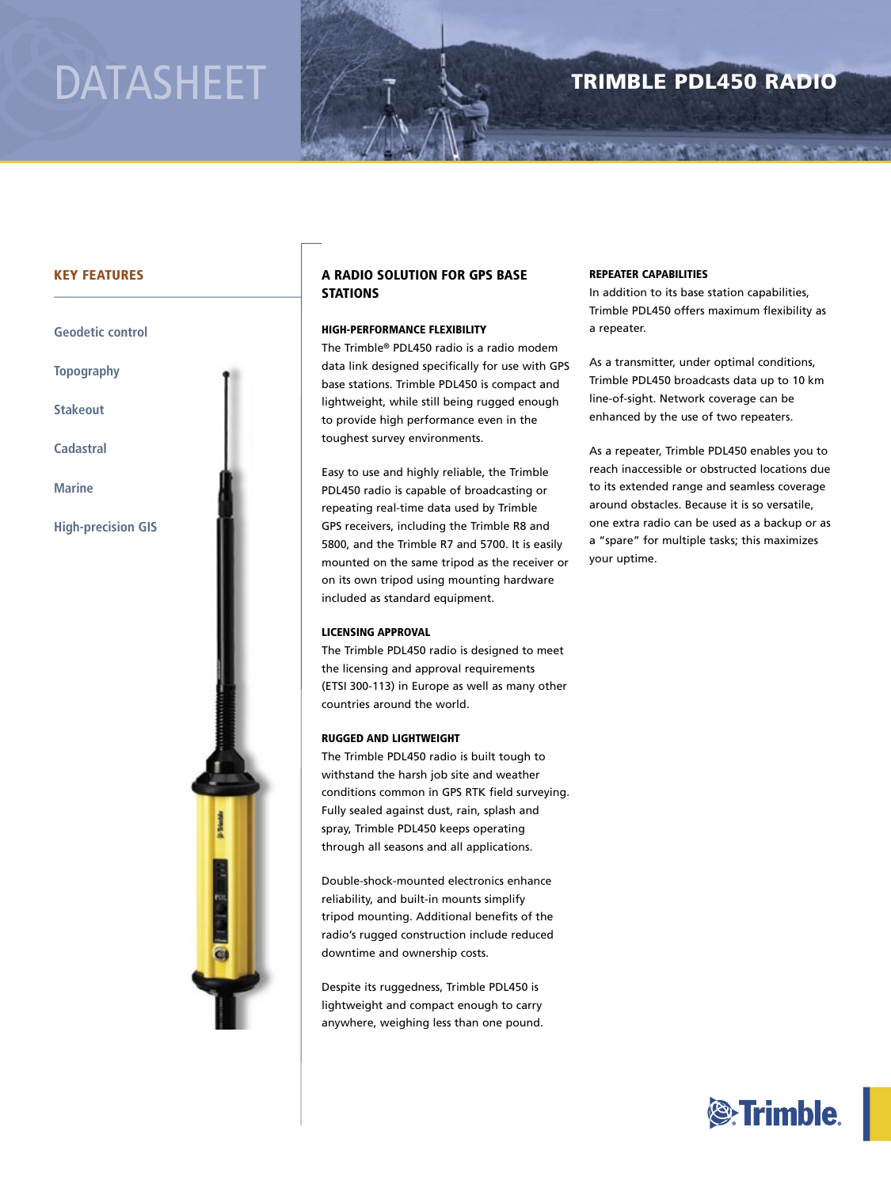DATASHEET

# TRIMBLE PDL450 RADIO

## KEY FEATURES

- Geodetic control
- Topography
- Stakeout
- Cadastral
- Marine
- High-precision GIS

## A RADIO SOLUTION FOR GPS BASE STATIONS

### HIGH-PERFORMANCE FLEXIBILITY

The Trimble® PDL450 radio is a radio modem data link designed specifically for use with GPS base stations. Trimble PDL450 is compact and lightweight, while still being rugged enough to provide high performance even in the toughest survey environments.

Easy to use and highly reliable, the Trimble PDL450 radio is capable of broadcasting or repeating real-time data used by Trimble GPS receivers, including the Trimble R8 and 5800, and the Trimble R7 and 5700. It is easily mounted on the same tripod as the receiver or on its own tripod using mounting hardware included as standard equipment.

### LICENSING APPROVAL

The Trimble PDL450 radio is designed to meet the licensing and approval requirements (ETSI 300-113) in Europe as well as many other countries around the world.

### RUGGED AND LIGHTWEIGHT

The Trimble PDL450 radio is built tough to withstand the harsh job site and weather conditions common in GPS RTK field surveying. Fully sealed against dust, rain, splash and spray, Trimble PDL450 keeps operating through all seasons and all applications.

Double-shock-mounted electronics enhance reliability, and built-in mounts simplify tripod mounting. Additional benefits of the radio's rugged construction include reduced downtime and ownership costs.

Despite its ruggedness, Trimble PDL450 is lightweight and compact enough to carry anywhere, weighing less than one pound.

### REPEATER CAPABILITIES

In addition to its base station capabilities, Trimble PDL450 offers maximum flexibility as a repeater.

As a transmitter, under optimal conditions, Trimble PDL450 broadcasts data up to 10 km line-of-sight. Network coverage can be enhanced by the use of two repeaters.

As a repeater, Trimble PDL450 enables you to reach inaccessible or obstructed locations due to its extended range and seamless coverage around obstacles. Because it is so versatile, one extra radio can be used as a backup or as a "spare" for multiple tasks; this maximizes your uptime.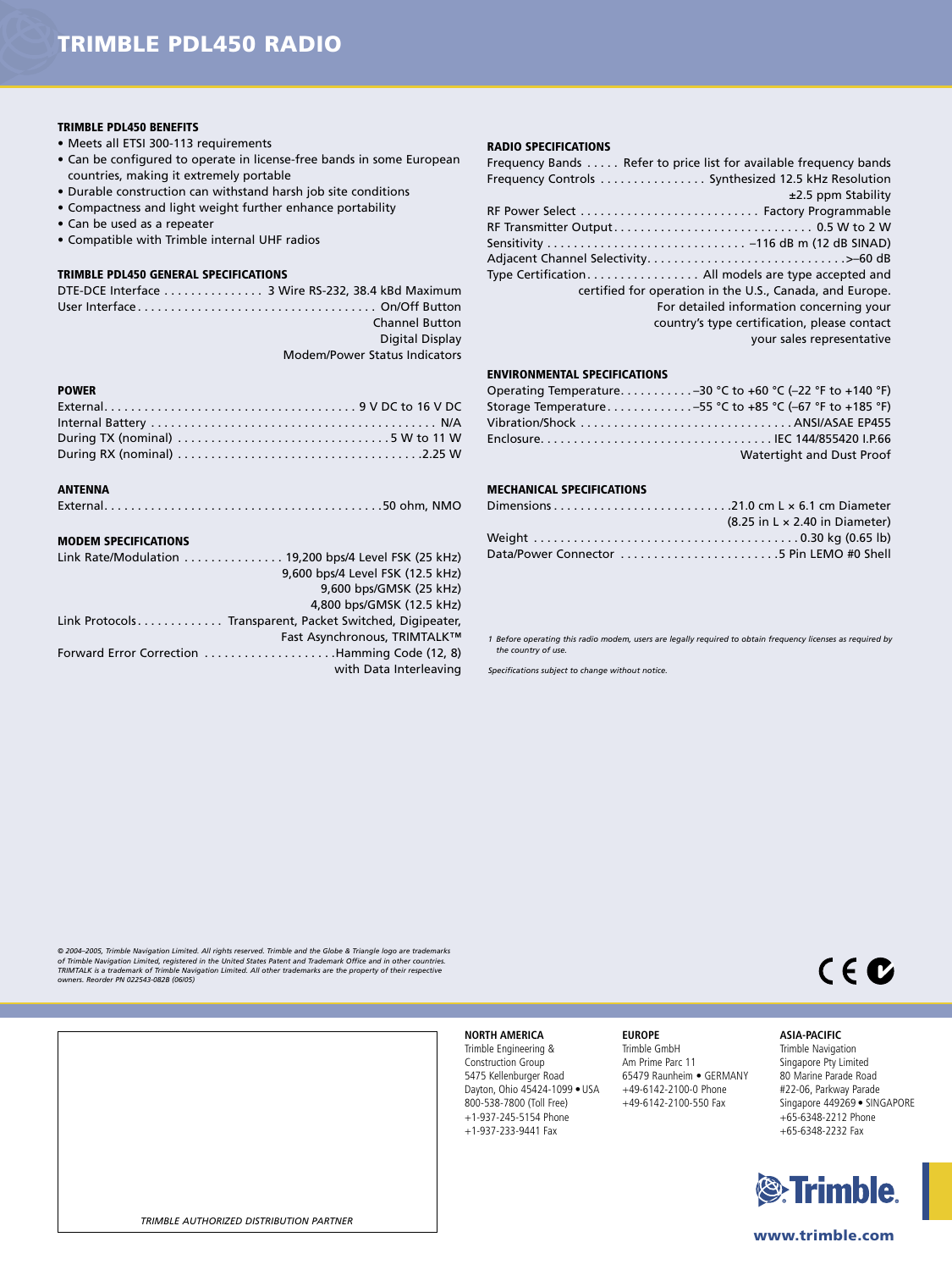# TRIMBLE PDL450 RADIO

### TRIMBLE PDL450 BENEFITS

- Meets all ETSI 300-113 requirements
- Can be configured to operate in license-free bands in some European countries, making it extremely portable
- Durable construction can withstand harsh job site conditions
- Compactness and light weight further enhance portability
- Can be used as a repeater
- Compatible with Trimble internal UHF radios

### TRIMBLE PDL450 GENERAL SPECIFICATIONS

| | |
|---|---|
| DTE-DCE Interface | 3 Wire RS-232, 38.4 kBd Maximum |
| User Interface | On/Off Button<br>Channel Button<br>Digital Display<br>Modem/Power Status Indicators |

### POWER

| | |
|---|---|
| External | 9 V DC to 16 V DC |
| Internal Battery | N/A |
| During TX (nominal) | 5 W to 11 W |
| During RX (nominal) | 2.25 W |

### ANTENNA

| | |
|---|---|
| External | 50 ohm, NMO |

### MODEM SPECIFICATIONS

| | |
|---|---|
| Link Rate/Modulation | 19,200 bps/4 Level FSK (25 kHz)<br>9,600 bps/4 Level FSK (12.5 kHz)<br>9,600 bps/GMSK (25 kHz)<br>4,800 bps/GMSK (12.5 kHz) |
| Link Protocols | Transparent, Packet Switched, Digipeater, Fast Asynchronous, TRIMTALK™ |
| Forward Error Correction | Hamming Code (12, 8) with Data Interleaving |

### RADIO SPECIFICATIONS

| | |
|---|---|
| Frequency Bands | Refer to price list for available frequency bands |
| Frequency Controls | Synthesized 12.5 kHz Resolution<br>±2.5 ppm Stability |
| RF Power Select | Factory Programmable |
| RF Transmitter Output | 0.5 W to 2 W |
| Sensitivity | –116 dB m (12 dB SINAD) |
| Adjacent Channel Selectivity | >–60 dB |
| Type Certification | All models are type accepted and certified for operation in the U.S., Canada, and Europe. For detailed information concerning your country's type certification, please contact your sales representative |

### ENVIRONMENTAL SPECIFICATIONS

| | |
|---|---|
| Operating Temperature | –30 °C to +60 °C (–22 °F to +140 °F) |
| Storage Temperature | –55 °C to +85 °C (–67 °F to +185 °F) |
| Vibration/Shock | ANSI/ASAE EP455 |
| Enclosure | IEC 144/855420 I.P.66<br>Watertight and Dust Proof |

### MECHANICAL SPECIFICATIONS

| | |
|---|---|
| Dimensions | 21.0 cm L × 6.1 cm Diameter<br>(8.25 in L × 2.40 in Diameter) |
| Weight | 0.30 kg (0.65 lb) |
| Data/Power Connector | 5 Pin LEMO #0 Shell |

*1 Before operating this radio modem, users are legally required to obtain frequency licenses as required by the country of use.*

*Specifications subject to change without notice.*

*© 2004–2005, Trimble Navigation Limited. All rights reserved. Trimble and the Globe & Triangle logo are trademarks of Trimble Navigation Limited, registered in the United States Patent and Trademark Office and in other countries. TRIMTALK is a trademark of Trimble Navigation Limited. All other trademarks are the property of their respective owners. Reorder PN 022543-082B (06/05)*

**NORTH AMERICA**
Trimble Engineering & Construction Group
5475 Kellenburger Road
Dayton, Ohio 45424-1099 • USA
800-538-7800 (Toll Free)
+1-937-245-5154 Phone
+1-937-233-9441 Fax

**EUROPE**
Trimble GmbH
Am Prime Parc 11
65479 Raunheim • GERMANY
+49-6142-2100-0 Phone
+49-6142-2100-550 Fax

**ASIA-PACIFIC**
Trimble Navigation Singapore Pty Limited
80 Marine Parade Road
#22-06, Parkway Parade
Singapore 449269 • SINGAPORE
+65-6348-2212 Phone
+65-6348-2232 Fax

*TRIMBLE AUTHORIZED DISTRIBUTION PARTNER*

Trimble

**www.trimble.com**